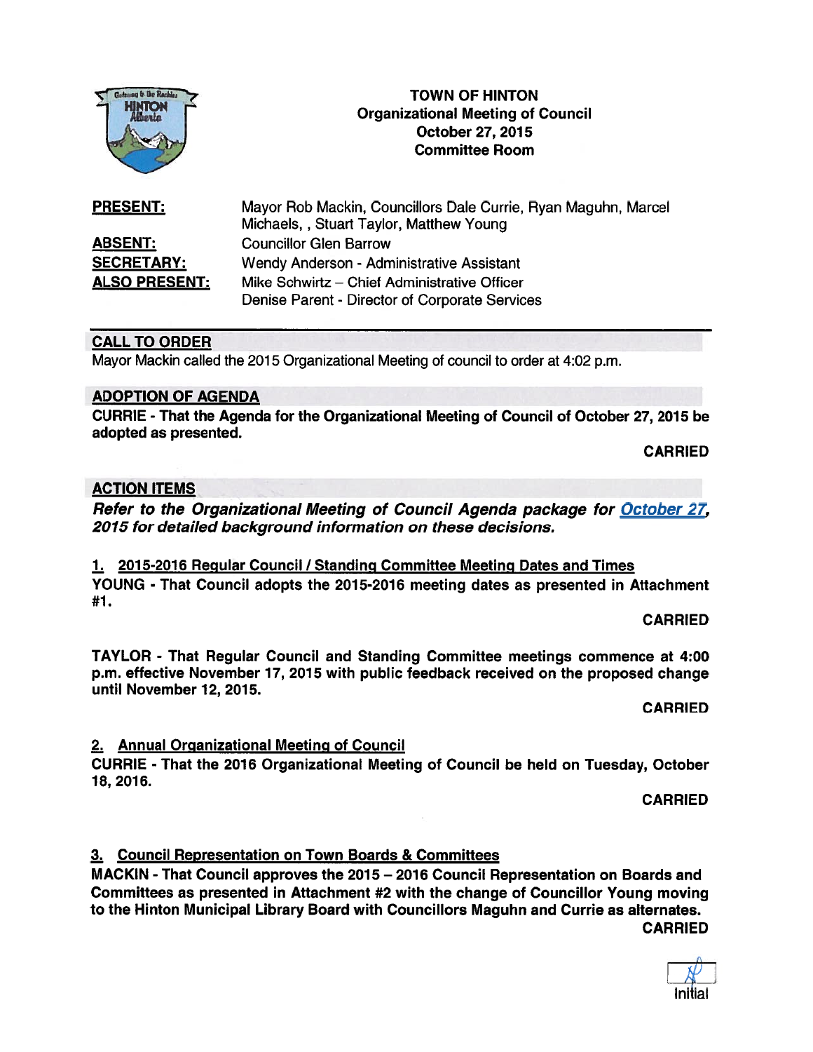# TOWN OF HINTON
## Organizational Meeting of Council
## October 27, 2015
## Committee Room

**PRESENT:** Mayor Rob Mackin, Councillors Dale Currie, Ryan Maguhn, Marcel Michaels, , Stuart Taylor, Matthew Young

**ABSENT:** Councillor Glen Barrow

**SECRETARY:** Wendy Anderson - Administrative Assistant

**ALSO PRESENT:** Mike Schwirtz – Chief Administrative Officer
Denise Parent - Director of Corporate Services

## CALL TO ORDER

Mayor Mackin called the 2015 Organizational Meeting of council to order at 4:02 p.m.

## ADOPTION OF AGENDA

**CURRIE - That the Agenda for the Organizational Meeting of Council of October 27, 2015 be adopted as presented.**

**CARRIED**

## ACTION ITEMS

***Refer to the Organizational Meeting of Council Agenda package for October 27, 2015 for detailed background information on these decisions.***

### 1. 2015-2016 Regular Council / Standing Committee Meeting Dates and Times

**YOUNG - That Council adopts the 2015-2016 meeting dates as presented in Attachment #1.**

**CARRIED**

**TAYLOR - That Regular Council and Standing Committee meetings commence at 4:00 p.m. effective November 17, 2015 with public feedback received on the proposed change until November 12, 2015.**

**CARRIED**

### 2. Annual Organizational Meeting of Council

**CURRIE - That the 2016 Organizational Meeting of Council be held on Tuesday, October 18, 2016.**

**CARRIED**

### 3. Council Representation on Town Boards & Committees

**MACKIN - That Council approves the 2015 – 2016 Council Representation on Boards and Committees as presented in Attachment #2 with the change of Councillor Young moving to the Hinton Municipal Library Board with Councillors Maguhn and Currie as alternates.**

**CARRIED**

Initial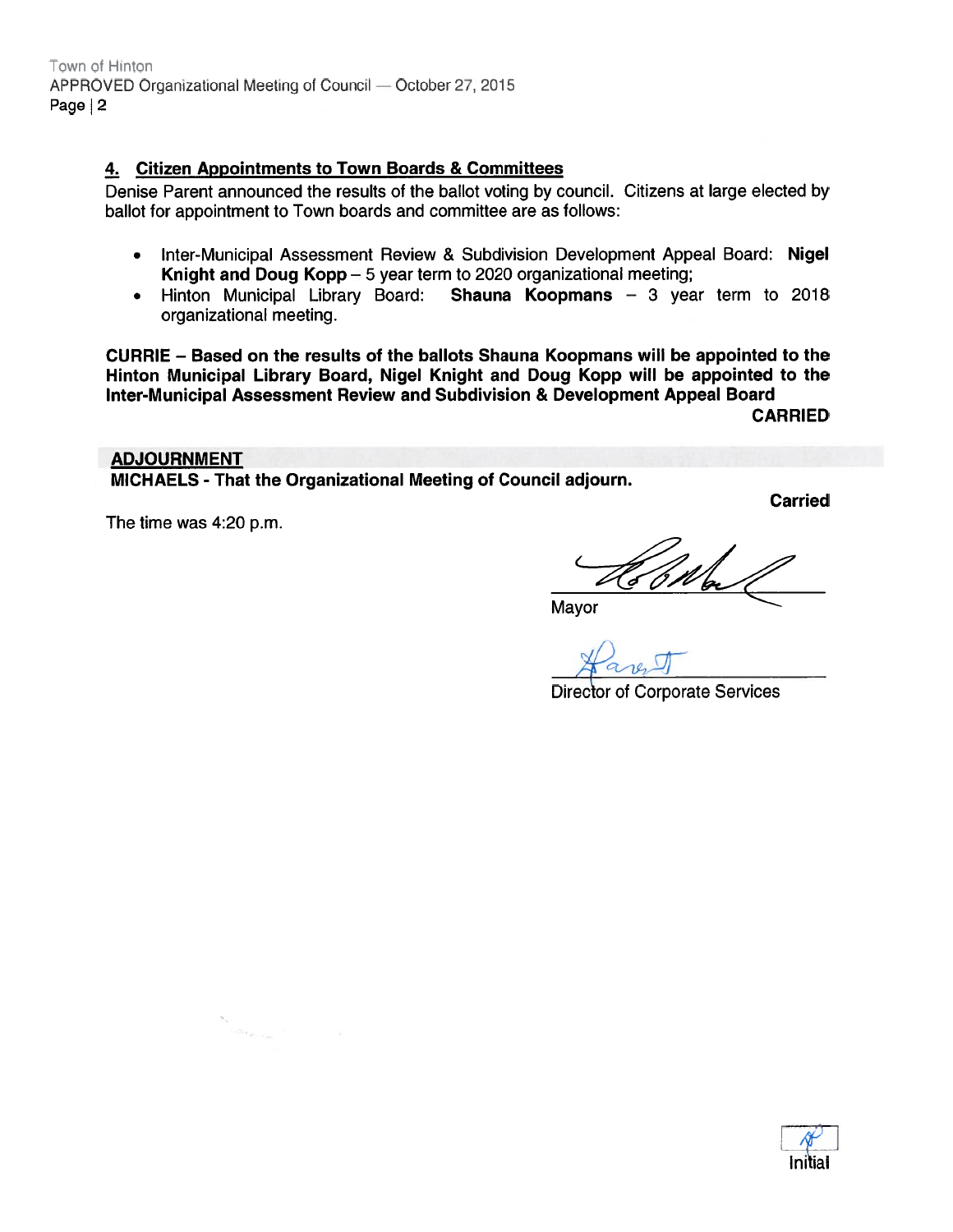## 4. Citizen Appointments to Town Boards & Committees

Denise Parent announced the results of the ballot voting by council. Citizens at large elected by ballot for appointment to Town boards and committee are as follows:

- Inter-Municipal Assessment Review & Subdivision Development Appeal Board: **Nigel Knight and Doug Kopp** – 5 year term to 2020 organizational meeting;
- Hinton Municipal Library Board: **Shauna Koopmans** – 3 year term to 2018 organizational meeting.

**CURRIE – Based on the results of the ballots Shauna Koopmans will be appointed to the Hinton Municipal Library Board, Nigel Knight and Doug Kopp will be appointed to the Inter-Municipal Assessment Review and Subdivision & Development Appeal Board**

**CARRIED**

## ADJOURNMENT

**MICHAELS - That the Organizational Meeting of Council adjourn.**

**Carried**

The time was 4:20 p.m.

Mayor

Director of Corporate Services

Initial